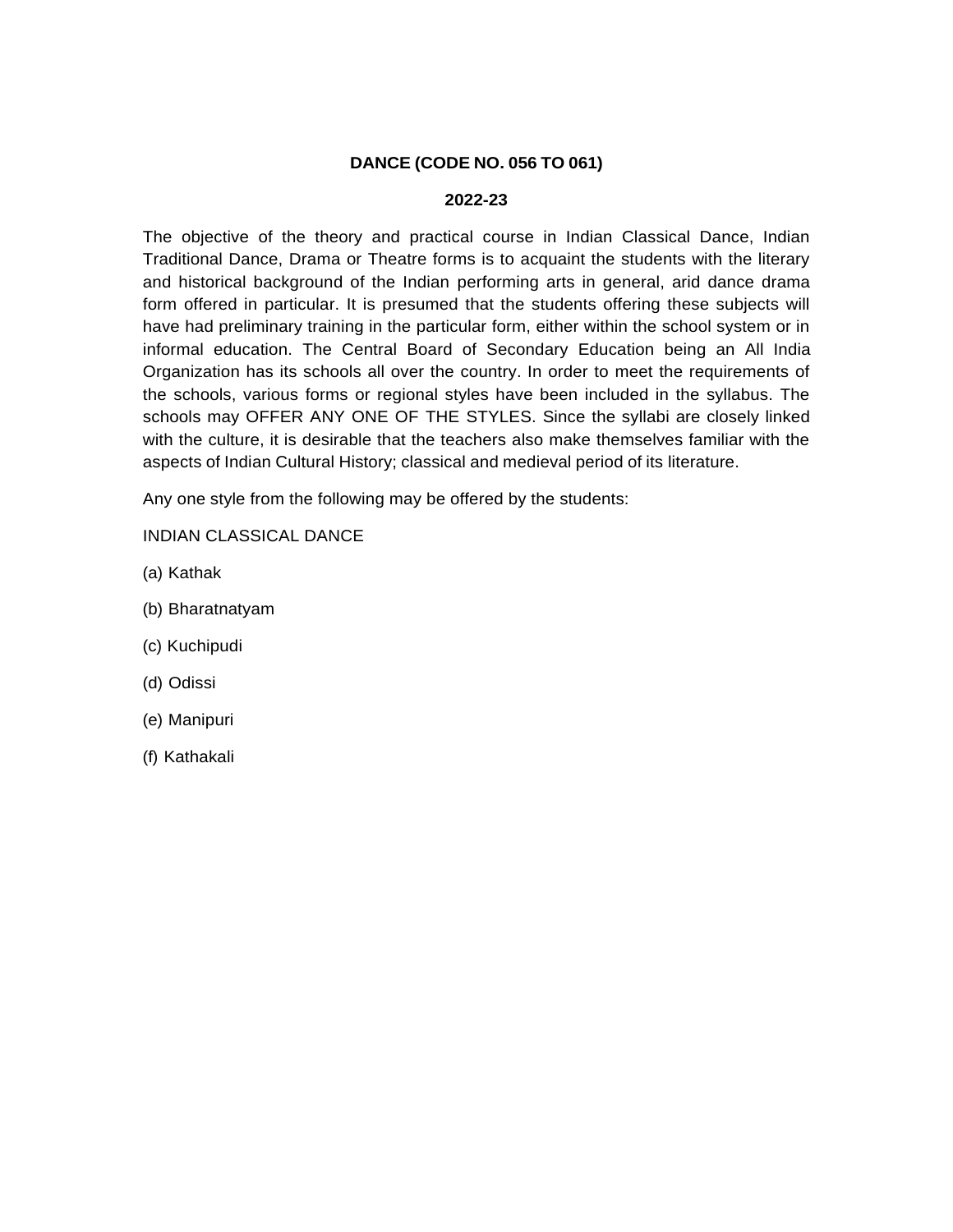# DANCE (CODE NO. 056 TO 061)

## 2022-23

The objective of the theory and practical course in Indian Classical Dance, Indian Traditional Dance, Drama or Theatre forms is to acquaint the students with the literary and historical background of the Indian performing arts in general, arid dance drama form offered in particular. It is presumed that the students offering these subjects will have had preliminary training in the particular form, either within the school system or in informal education. The Central Board of Secondary Education being an All India Organization has its schools all over the country. In order to meet the requirements of the schools, various forms or regional styles have been included in the syllabus. The schools may OFFER ANY ONE OF THE STYLES. Since the syllabi are closely linked with the culture, it is desirable that the teachers also make themselves familiar with the aspects of Indian Cultural History; classical and medieval period of its literature.

Any one style from the following may be offered by the students:

INDIAN CLASSICAL DANCE

(a) Kathak

(b) Bharatnatyam

(c) Kuchipudi

(d) Odissi

(e) Manipuri

(f) Kathakali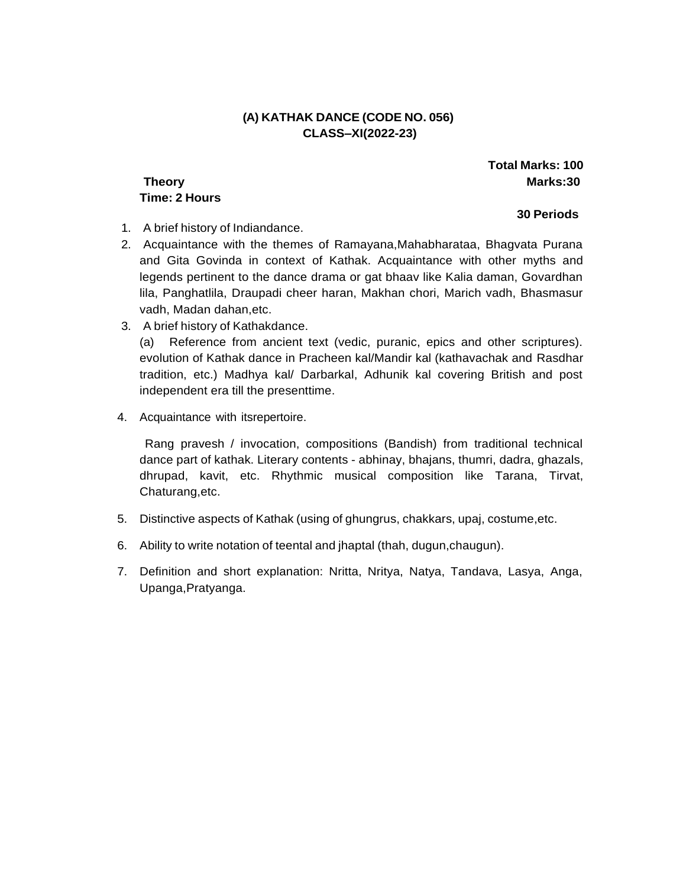# (A) KATHAK DANCE (CODE NO. 056)
## CLASS–XI(2022-23)

**Total Marks: 100**

**Theory** **Marks:30**

**Time: 2 Hours**

**30 Periods**

1. A brief history of Indiandance.
2. Acquaintance with the themes of Ramayana,Mahabharataa, Bhagvata Purana and Gita Govinda in context of Kathak. Acquaintance with other myths and legends pertinent to the dance drama or gat bhaav like Kalia daman, Govardhan lila, Panghatlila, Draupadi cheer haran, Makhan chori, Marich vadh, Bhasmasur vadh, Madan dahan,etc.
3. A brief history of Kathakdance.

   (a) Reference from ancient text (vedic, puranic, epics and other scriptures). evolution of Kathak dance in Pracheen kal/Mandir kal (kathavachak and Rasdhar tradition, etc.) Madhya kal/ Darbarkal, Adhunik kal covering British and post independent era till the presenttime.

4. Acquaintance with itsrepertoire.

   Rang pravesh / invocation, compositions (Bandish) from traditional technical dance part of kathak. Literary contents - abhinay, bhajans, thumri, dadra, ghazals, dhrupad, kavit, etc. Rhythmic musical composition like Tarana, Tirvat, Chaturang,etc.

5. Distinctive aspects of Kathak (using of ghungrus, chakkars, upaj, costume,etc.
6. Ability to write notation of teental and jhaptal (thah, dugun,chaugun).
7. Definition and short explanation: Nritta, Nritya, Natya, Tandava, Lasya, Anga, Upanga,Pratyanga.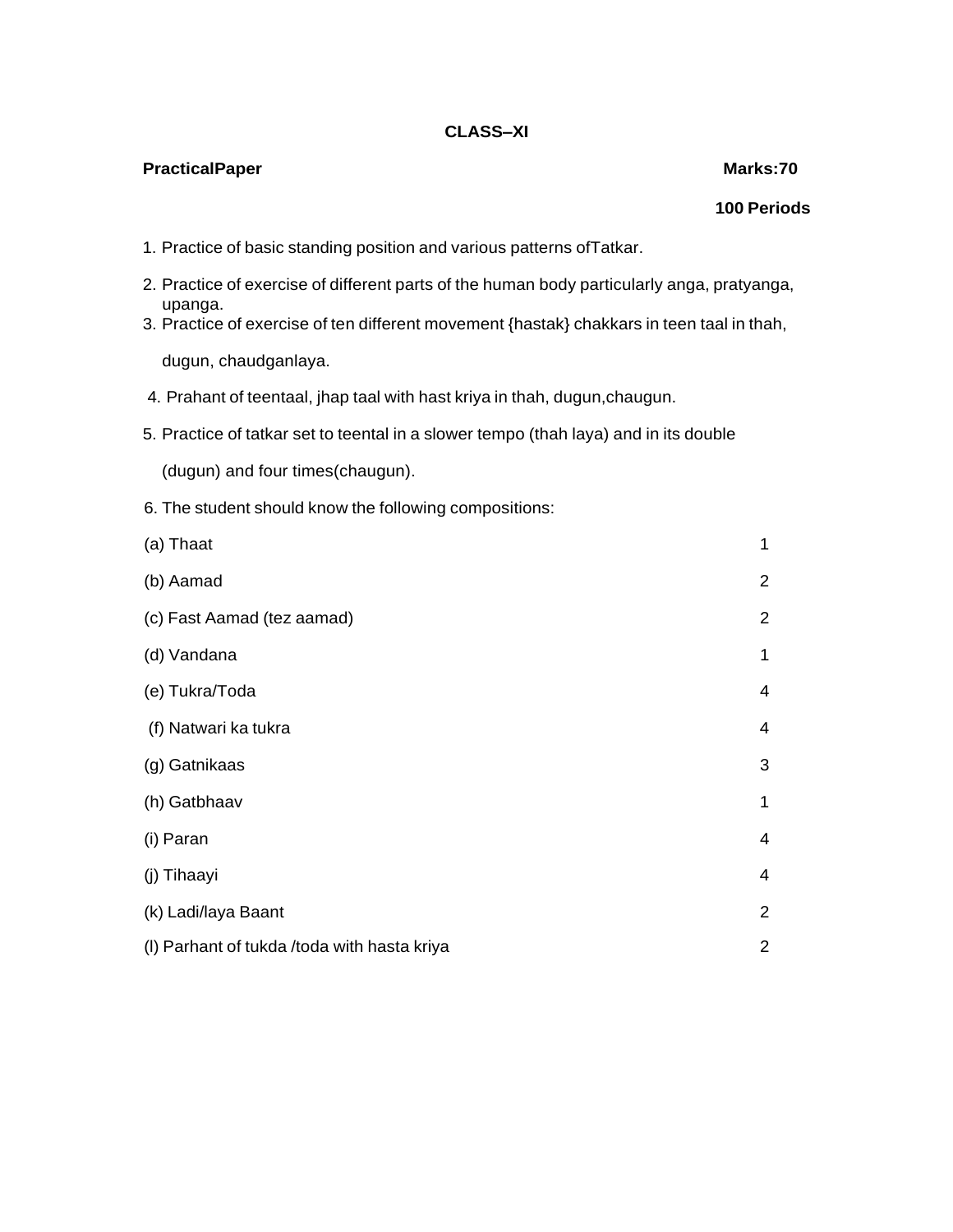## CLASS–XI

**PracticalPaper** **Marks:70**

**100 Periods**

1. Practice of basic standing position and various patterns ofTatkar.
2. Practice of exercise of different parts of the human body particularly anga, pratyanga, upanga.
3. Practice of exercise of ten different movement {hastak} chakkars in teen taal in thah, dugun, chaudganlaya.
4. Prahant of teentaal, jhap taal with hast kriya in thah, dugun,chaugun.
5. Practice of tatkar set to teental in a slower tempo (thah laya) and in its double (dugun) and four times(chaugun).
6. The student should know the following compositions:

| | |
|---|---|
| (a) Thaat | 1 |
| (b) Aamad | 2 |
| (c) Fast Aamad (tez aamad) | 2 |
| (d) Vandana | 1 |
| (e) Tukra/Toda | 4 |
| (f) Natwari ka tukra | 4 |
| (g) Gatnikaas | 3 |
| (h) Gatbhaav | 1 |
| (i) Paran | 4 |
| (j) Tihaayi | 4 |
| (k) Ladi/laya Baant | 2 |
| (l) Parhant of tukda /toda with hasta kriya | 2 |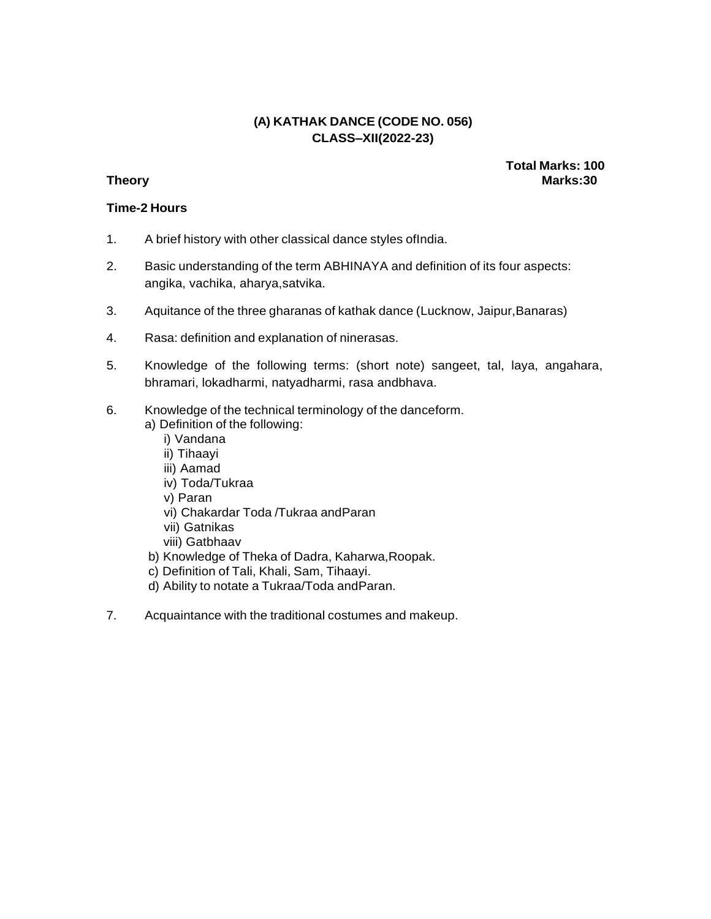## (A) KATHAK DANCE (CODE NO. 056)
## CLASS–XII(2022-23)

**Total Marks: 100**

**Theory** **Marks:30**

**Time-2 Hours**

1. A brief history with other classical dance styles ofIndia.
2. Basic understanding of the term ABHINAYA and definition of its four aspects: angika, vachika, aharya,satvika.
3. Aquitance of the three gharanas of kathak dance (Lucknow, Jaipur,Banaras)
4. Rasa: definition and explanation of ninerasas.
5. Knowledge of the following terms: (short note) sangeet, tal, laya, angahara, bhramari, lokadharmi, natyadharmi, rasa andbhava.
6. Knowledge of the technical terminology of the danceform.
   a) Definition of the following:
      i) Vandana
      ii) Tihaayi
      iii) Aamad
      iv) Toda/Tukraa
      v) Paran
      vi) Chakardar Toda /Tukraa andParan
      vii) Gatnikas
      viii) Gatbhaav
   b) Knowledge of Theka of Dadra, Kaharwa,Roopak.
   c) Definition of Tali, Khali, Sam, Tihaayi.
   d) Ability to notate a Tukraa/Toda andParan.
7. Acquaintance with the traditional costumes and makeup.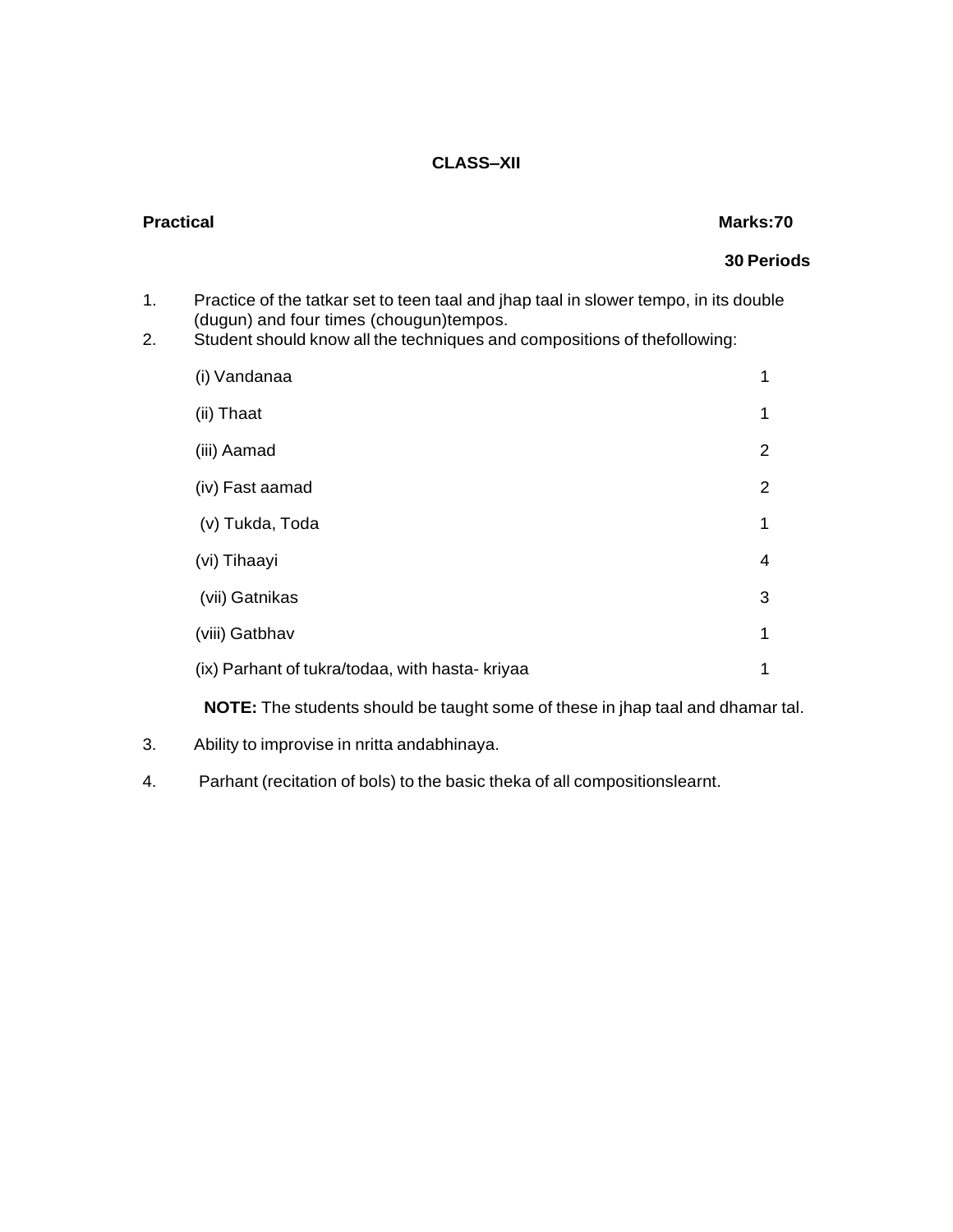## CLASS–XII

**Practical** **Marks:70**

**30 Periods**

1. Practice of the tatkar set to teen taal and jhap taal in slower tempo, in its double (dugun) and four times (chougun)tempos.
2. Student should know all the techniques and compositions of thefollowing:

| | |
|---|---|
| (i) Vandanaa | 1 |
| (ii) Thaat | 1 |
| (iii) Aamad | 2 |
| (iv) Fast aamad | 2 |
| (v) Tukda, Toda | 1 |
| (vi) Tihaayi | 4 |
| (vii) Gatnikas | 3 |
| (viii) Gatbhav | 1 |
| (ix) Parhant of tukra/todaa, with hasta- kriyaa | 1 |

**NOTE:** The students should be taught some of these in jhap taal and dhamar tal.

3. Ability to improvise in nritta andabhinaya.
4. Parhant (recitation of bols) to the basic theka of all compositionslearnt.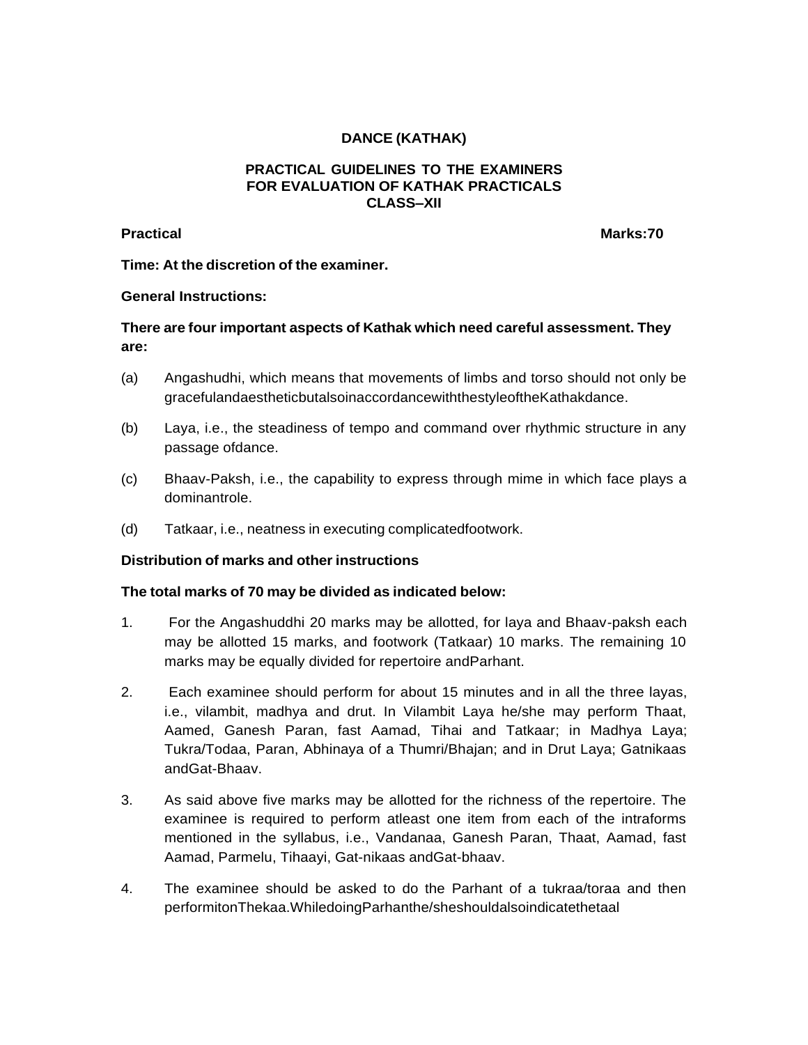# DANCE (KATHAK)

## PRACTICAL GUIDELINES TO THE EXAMINERS FOR EVALUATION OF KATHAK PRACTICALS CLASS–XII

**Practical** **Marks:70**

**Time: At the discretion of the examiner.**

**General Instructions:**

**There are four important aspects of Kathak which need careful assessment. They are:**

(a) Angashudhi, which means that movements of limbs and torso should not only be gracefulandaestheticbutalsoinaccordancewiththestyleoftheKathakdance.

(b) Laya, i.e., the steadiness of tempo and command over rhythmic structure in any passage ofdance.

(c) Bhaav-Paksh, i.e., the capability to express through mime in which face plays a dominantrole.

(d) Tatkaar, i.e., neatness in executing complicatedfootwork.

**Distribution of marks and other instructions**

**The total marks of 70 may be divided as indicated below:**

1. For the Angashuddhi 20 marks may be allotted, for laya and Bhaav-paksh each may be allotted 15 marks, and footwork (Tatkaar) 10 marks. The remaining 10 marks may be equally divided for repertoire andParhant.

2. Each examinee should perform for about 15 minutes and in all the three layas, i.e., vilambit, madhya and drut. In Vilambit Laya he/she may perform Thaat, Aamed, Ganesh Paran, fast Aamad, Tihai and Tatkaar; in Madhya Laya; Tukra/Todaa, Paran, Abhinaya of a Thumri/Bhajan; and in Drut Laya; Gatnikaas andGat-Bhaav.

3. As said above five marks may be allotted for the richness of the repertoire. The examinee is required to perform atleast one item from each of the intraforms mentioned in the syllabus, i.e., Vandanaa, Ganesh Paran, Thaat, Aamad, fast Aamad, Parmelu, Tihaayi, Gat-nikaas andGat-bhaav.

4. The examinee should be asked to do the Parhant of a tukraa/toraa and then performitonThekaa.WhiledoingParhanthe/sheshouldalsoindicatethetaal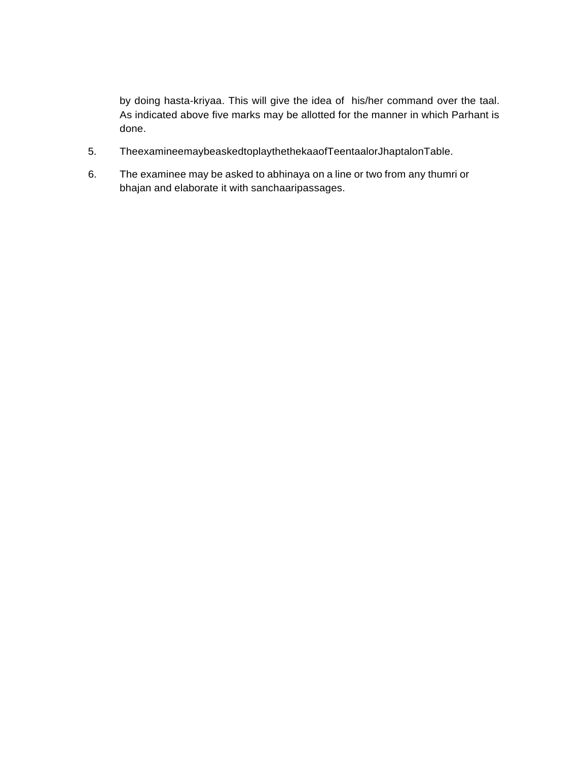by doing hasta-kriyaa. This will give the idea of his/her command over the taal. As indicated above five marks may be allotted for the manner in which Parhant is done.

5. TheexamineemaybeaskedtoplaythethekaaofTeentaalorJhaptalonTable.

6. The examinee may be asked to abhinaya on a line or two from any thumri or bhajan and elaborate it with sanchaaripassages.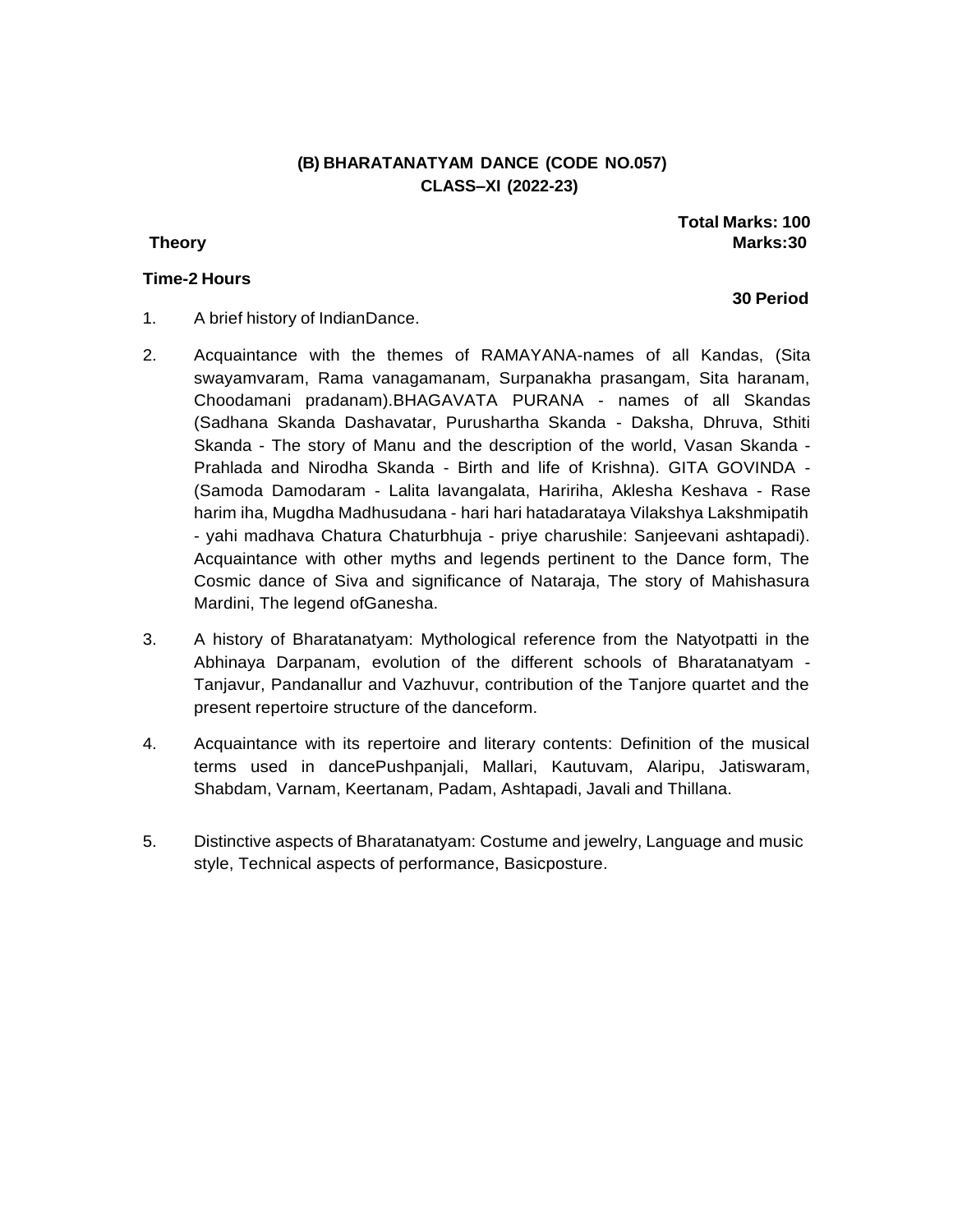## (B) BHARATANATYAM DANCE (CODE NO.057)
## CLASS–XI (2022-23)

**Total Marks: 100**

**Theory** **Marks:30**

**Time-2 Hours**

**30 Period**

1. A brief history of IndianDance.

2. Acquaintance with the themes of RAMAYANA-names of all Kandas, (Sita swayamvaram, Rama vanagamanam, Surpanakha prasangam, Sita haranam, Choodamani pradanam).BHAGAVATA PURANA - names of all Skandas (Sadhana Skanda Dashavatar, Purushartha Skanda - Daksha, Dhruva, Sthiti Skanda - The story of Manu and the description of the world, Vasan Skanda - Prahlada and Nirodha Skanda - Birth and life of Krishna). GITA GOVINDA - (Samoda Damodaram - Lalita lavangalata, Haririha, Aklesha Keshava - Rase harim iha, Mugdha Madhusudana - hari hari hatadarataya Vilakshya Lakshmipatih - yahi madhava Chatura Chaturbhuja - priye charushile: Sanjeevani ashtapadi). Acquaintance with other myths and legends pertinent to the Dance form, The Cosmic dance of Siva and significance of Nataraja, The story of Mahishasura Mardini, The legend ofGanesha.

3. A history of Bharatanatyam: Mythological reference from the Natyotpatti in the Abhinaya Darpanam, evolution of the different schools of Bharatanatyam - Tanjavur, Pandanallur and Vazhuvur, contribution of the Tanjore quartet and the present repertoire structure of the danceform.

4. Acquaintance with its repertoire and literary contents: Definition of the musical terms used in dancePushpanjali, Mallari, Kautuvam, Alaripu, Jatiswaram, Shabdam, Varnam, Keertanam, Padam, Ashtapadi, Javali and Thillana.

5. Distinctive aspects of Bharatanatyam: Costume and jewelry, Language and music style, Technical aspects of performance, Basicposture.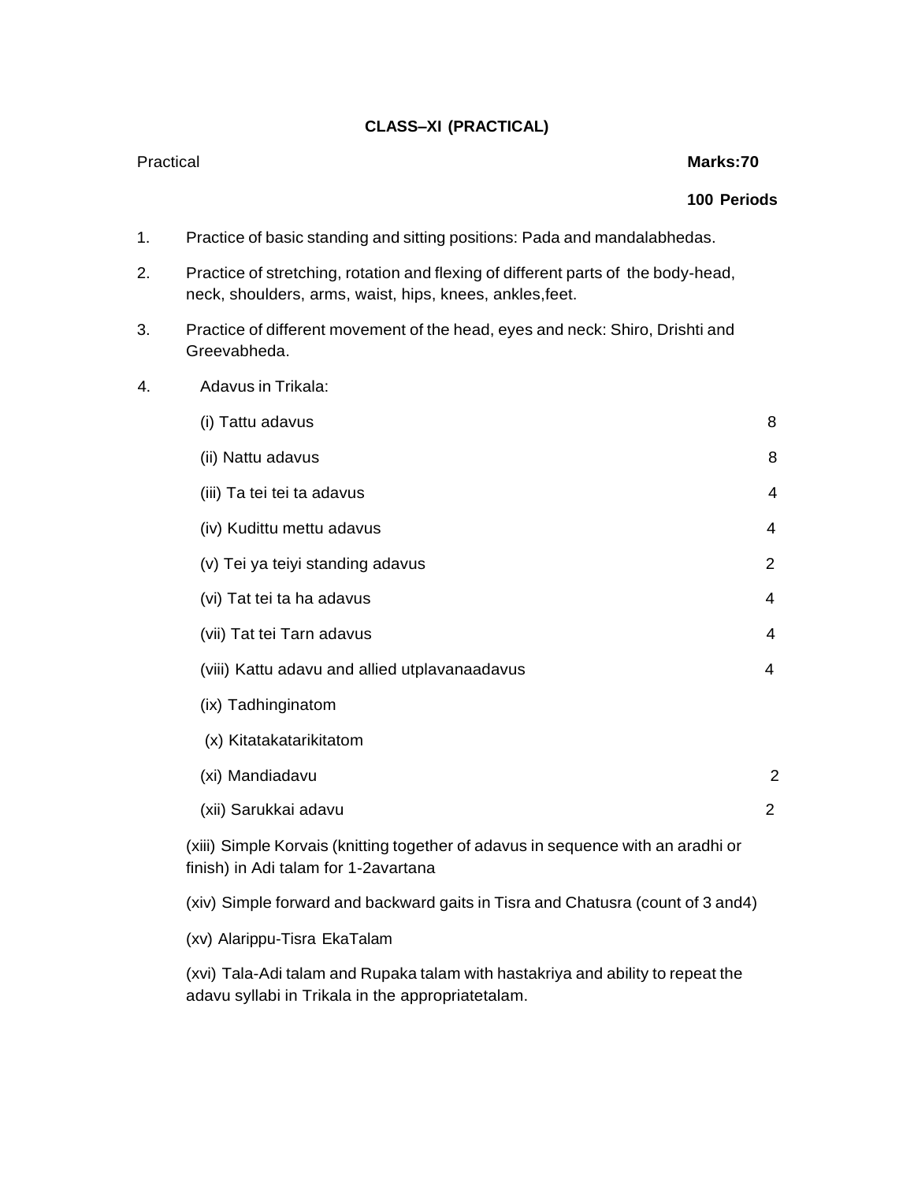**CLASS–XI (PRACTICAL)**

Practical **Marks:70**

**100 Periods**

1. Practice of basic standing and sitting positions: Pada and mandalabhedas.

2. Practice of stretching, rotation and flexing of different parts of the body-head, neck, shoulders, arms, waist, hips, knees, ankles,feet.

3. Practice of different movement of the head, eyes and neck: Shiro, Drishti and Greevabheda.

4. Adavus in Trikala:

| | |
|---|---|
| (i) Tattu adavus | 8 |
| (ii) Nattu adavus | 8 |
| (iii) Ta tei tei ta adavus | 4 |
| (iv) Kudittu mettu adavus | 4 |
| (v) Tei ya teiyi standing adavus | 2 |
| (vi) Tat tei ta ha adavus | 4 |
| (vii) Tat tei Tarn adavus | 4 |
| (viii) Kattu adavu and allied utplavanaadavus | 4 |
| (ix) Tadhinginatom | |
| (x) Kitatakatarikitatom | |
| (xi) Mandiadavu | 2 |
| (xii) Sarukkai adavu | 2 |

(xiii) Simple Korvais (knitting together of adavus in sequence with an aradhi or finish) in Adi talam for 1-2avartana

(xiv) Simple forward and backward gaits in Tisra and Chatusra (count of 3 and4)

(xv) Alarippu-Tisra EkaTalam

(xvi) Tala-Adi talam and Rupaka talam with hastakriya and ability to repeat the adavu syllabi in Trikala in the appropriatetalam.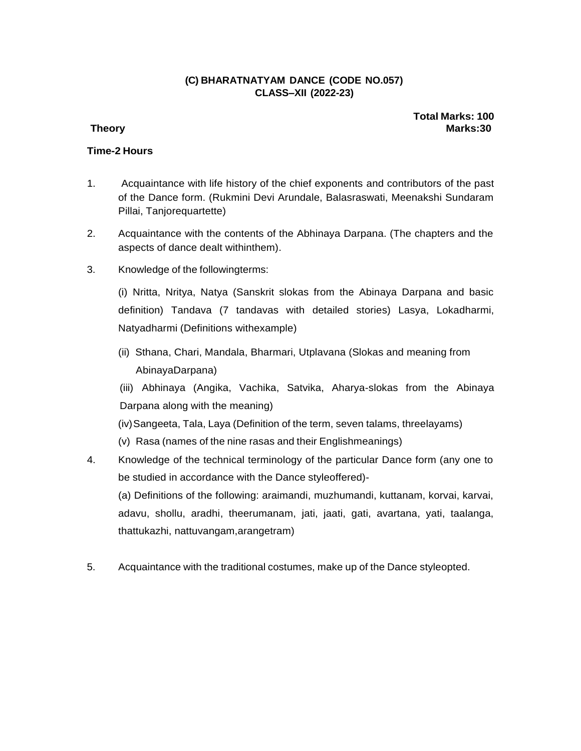## (C) BHARATNATYAM DANCE (CODE NO.057)
## CLASS–XII (2022-23)

**Total Marks: 100**

**Theory** **Marks:30**

**Time-2 Hours**

1. Acquaintance with life history of the chief exponents and contributors of the past of the Dance form. (Rukmini Devi Arundale, Balasraswati, Meenakshi Sundaram Pillai, Tanjorequartette)

2. Acquaintance with the contents of the Abhinaya Darpana. (The chapters and the aspects of dance dealt withinthem).

3. Knowledge of the followingterms:

   (i) Nritta, Nritya, Natya (Sanskrit slokas from the Abinaya Darpana and basic definition) Tandava (7 tandavas with detailed stories) Lasya, Lokadharmi, Natyadharmi (Definitions withexample)

   (ii) Sthana, Chari, Mandala, Bharmari, Utplavana (Slokas and meaning from AbinayaDarpana)

   (iii) Abhinaya (Angika, Vachika, Satvika, Aharya-slokas from the Abinaya Darpana along with the meaning)

   (iv) Sangeeta, Tala, Laya (Definition of the term, seven talams, threelayams)

   (v) Rasa (names of the nine rasas and their Englishmeanings)

4. Knowledge of the technical terminology of the particular Dance form (any one to be studied in accordance with the Dance styleoffered)-

   (a) Definitions of the following: araimandi, muzhumandi, kuttanam, korvai, karvai, adavu, shollu, aradhi, theerumanam, jati, jaati, gati, avartana, yati, taalanga, thattukazhi, nattuvangam,arangetram)

5. Acquaintance with the traditional costumes, make up of the Dance styleopted.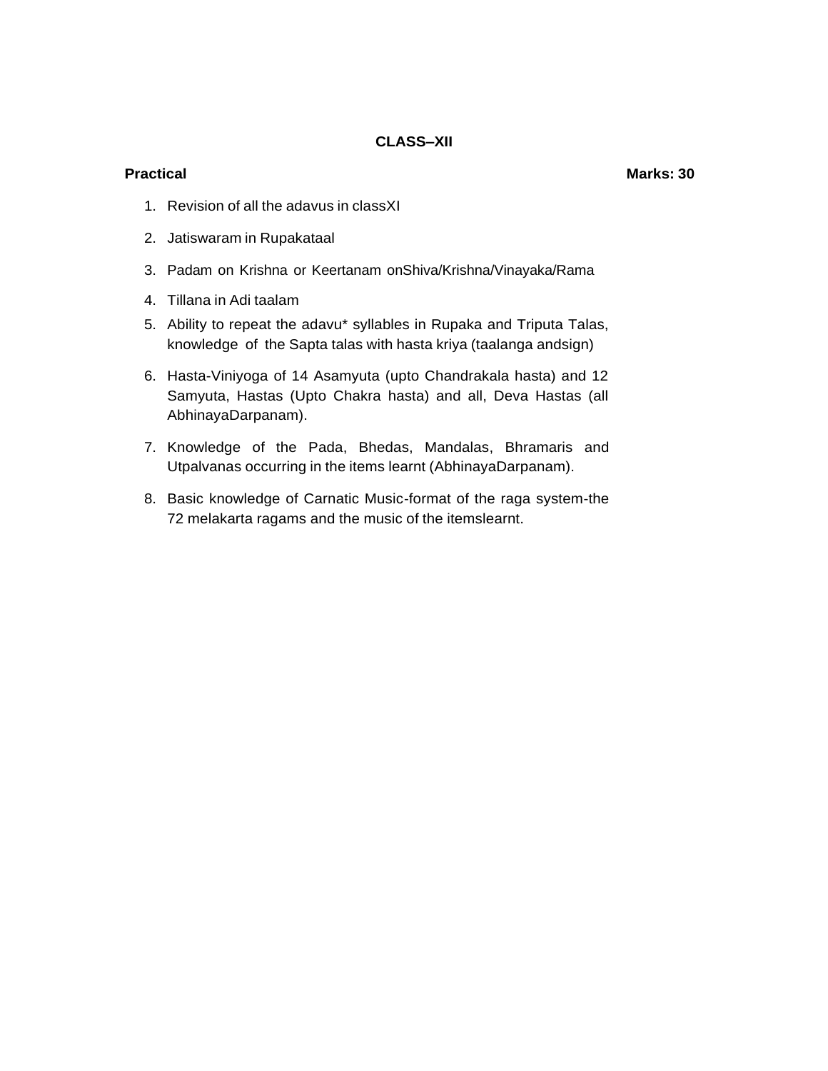**CLASS–XII**

**Practical** **Marks: 30**

1. Revision of all the adavus in classXI
2. Jatiswaram in Rupakataal
3. Padam on Krishna or Keertanam onShiva/Krishna/Vinayaka/Rama
4. Tillana in Adi taalam
5. Ability to repeat the adavu* syllables in Rupaka and Triputa Talas, knowledge of the Sapta talas with hasta kriya (taalanga andsign)
6. Hasta-Viniyoga of 14 Asamyuta (upto Chandrakala hasta) and 12 Samyuta, Hastas (Upto Chakra hasta) and all, Deva Hastas (all AbhinayaDarpanam).
7. Knowledge of the Pada, Bhedas, Mandalas, Bhramaris and Utpalvanas occurring in the items learnt (AbhinayaDarpanam).
8. Basic knowledge of Carnatic Music-format of the raga system-the 72 melakarta ragams and the music of the itemslearnt.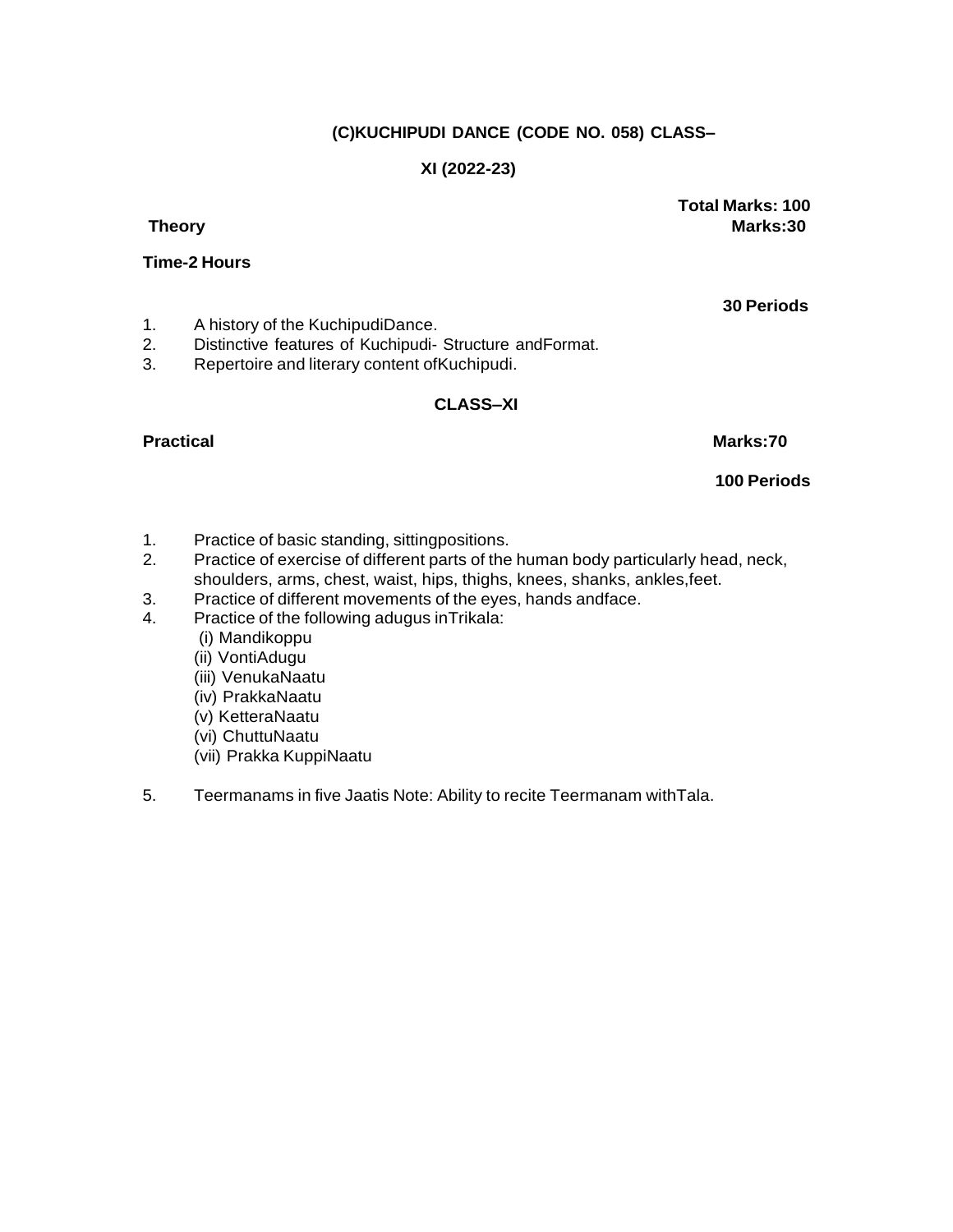### (C)KUCHIPUDI DANCE (CODE NO. 058) CLASS–

### XI (2022-23)

**Total Marks: 100**

**Theory** **Marks:30**

**Time-2 Hours**

**30 Periods**

1. A history of the KuchipudiDance.
2. Distinctive features of Kuchipudi- Structure andFormat.
3. Repertoire and literary content ofKuchipudi.

### CLASS–XI

**Practical** **Marks:70**

**100 Periods**

1. Practice of basic standing, sittingpositions.
2. Practice of exercise of different parts of the human body particularly head, neck, shoulders, arms, chest, waist, hips, thighs, knees, shanks, ankles,feet.
3. Practice of different movements of the eyes, hands andface.
4. Practice of the following adugus inTrikala:
   (i) Mandikoppu
   (ii) VontiAdugu
   (iii) VenukaNaatu
   (iv) PrakkaNaatu
   (v) KetteraNaatu
   (vi) ChuttuNaatu
   (vii) Prakka KuppiNaatu
5. Teermanams in five Jaatis Note: Ability to recite Teermanam withTala.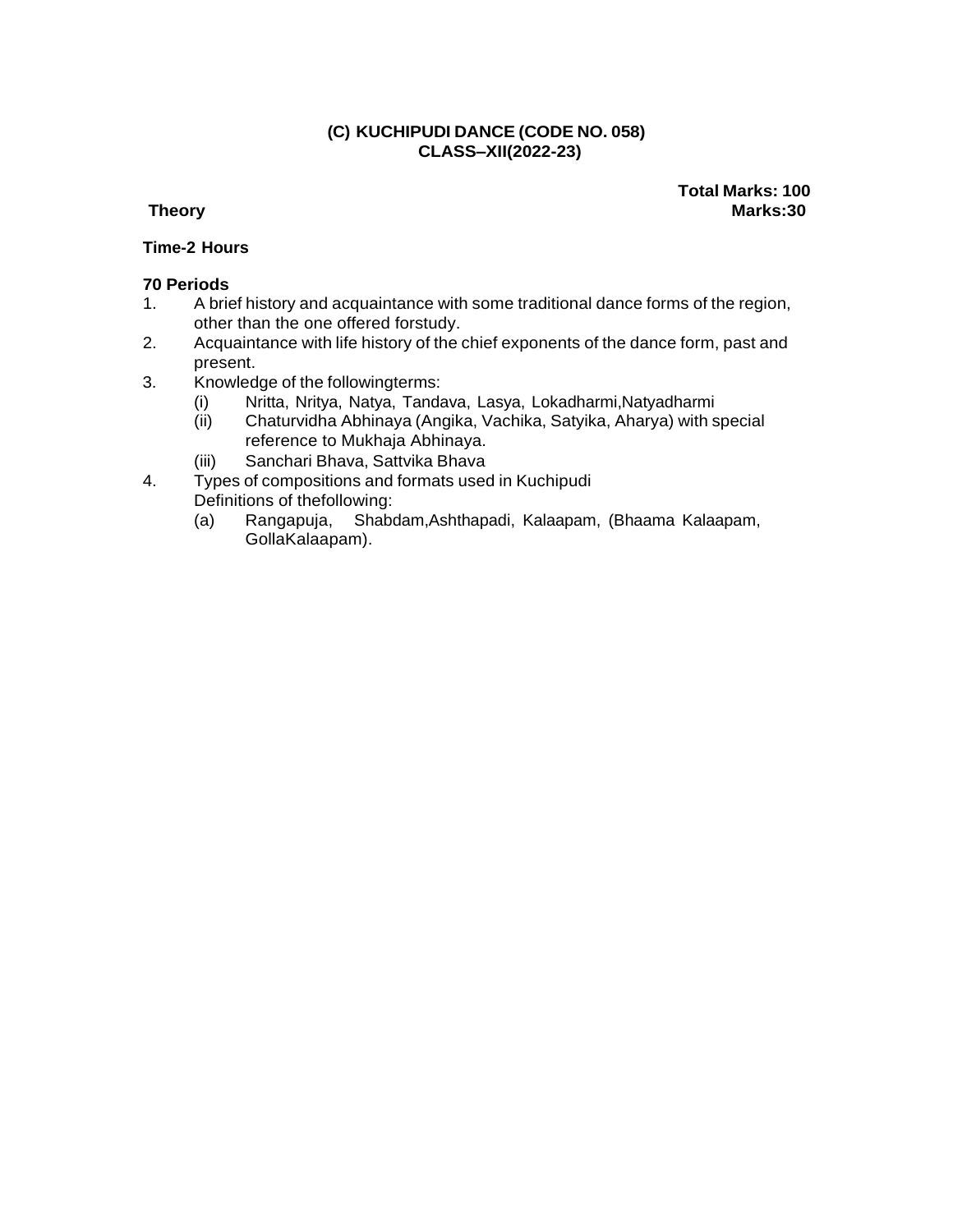**(C) KUCHIPUDI DANCE (CODE NO. 058)**
**CLASS–XII(2022-23)**

**Total Marks: 100**

**Theory** **Marks:30**

**Time-2 Hours**

**70 Periods**

1. A brief history and acquaintance with some traditional dance forms of the region, other than the one offered forstudy.
2. Acquaintance with life history of the chief exponents of the dance form, past and present.
3. Knowledge of the followingterms:
   - (i) Nritta, Nritya, Natya, Tandava, Lasya, Lokadharmi,Natyadharmi
   - (ii) Chaturvidha Abhinaya (Angika, Vachika, Satyika, Aharya) with special reference to Mukhaja Abhinaya.
   - (iii) Sanchari Bhava, Sattvika Bhava
4. Types of compositions and formats used in Kuchipudi
   Definitions of thefollowing:
   - (a) Rangapuja, Shabdam,Ashthapadi, Kalaapam, (Bhaama Kalaapam, GollaKalaapam).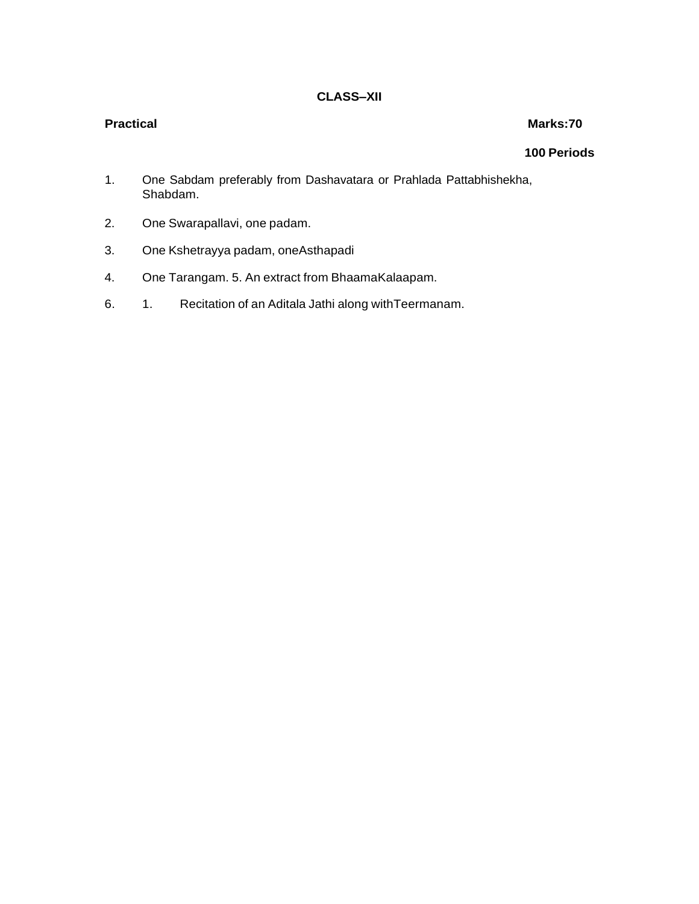**CLASS–XII**

**Practical** **Marks:70**

**100 Periods**

1. One Sabdam preferably from Dashavatara or Prahlada Pattabhishekha, Shabdam.

2. One Swarapallavi, one padam.

3. One Kshetrayya padam, oneAsthapadi

4. One Tarangam. 5. An extract from BhaamaKalaapam.

6. 1. Recitation of an Aditala Jathi along withTeermanam.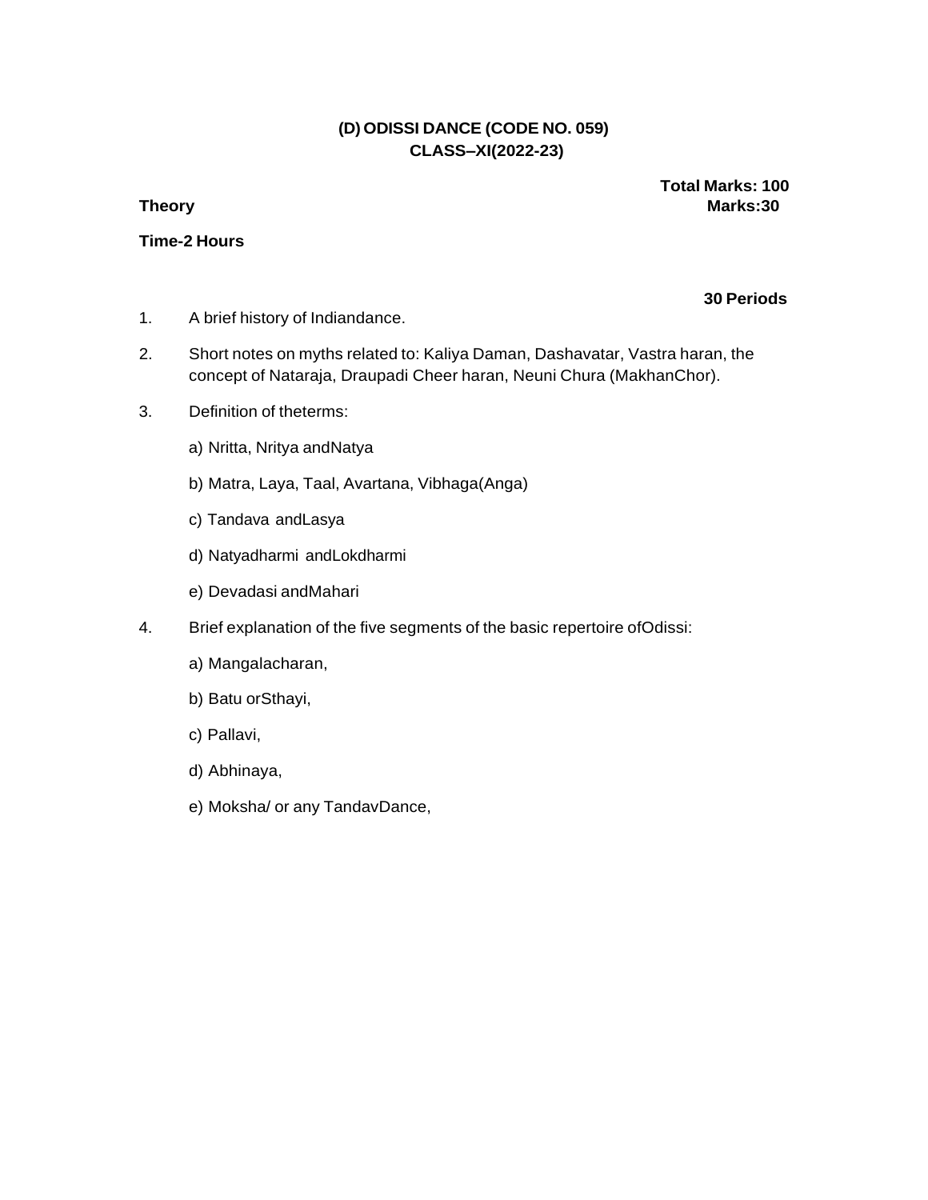## (D) ODISSI DANCE (CODE NO. 059)
## CLASS–XI(2022-23)

**Total Marks: 100**

**Theory** **Marks:30**

**Time-2 Hours**

**30 Periods**

1. A brief history of Indiandance.
2. Short notes on myths related to: Kaliya Daman, Dashavatar, Vastra haran, the concept of Nataraja, Draupadi Cheer haran, Neuni Chura (MakhanChor).
3. Definition of theterms:
   - a) Nritta, Nritya andNatya
   - b) Matra, Laya, Taal, Avartana, Vibhaga(Anga)
   - c) Tandava andLasya
   - d) Natyadharmi andLokdharmi
   - e) Devadasi andMahari
4. Brief explanation of the five segments of the basic repertoire ofOdissi:
   - a) Mangalacharan,
   - b) Batu orSthayi,
   - c) Pallavi,
   - d) Abhinaya,
   - e) Moksha/ or any TandavDance,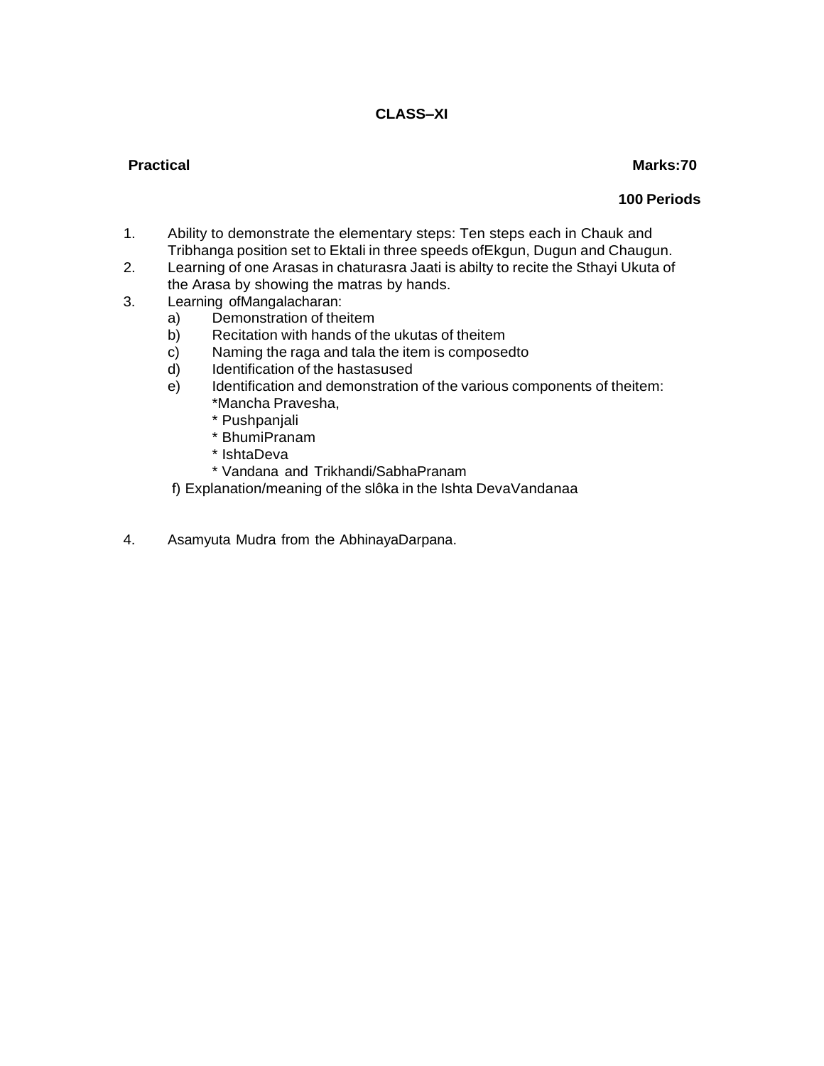**CLASS–XI**

**Practical** **Marks:70**

**100 Periods**

1. Ability to demonstrate the elementary steps: Ten steps each in Chauk and Tribhanga position set to Ektali in three speeds ofEkgun, Dugun and Chaugun.
2. Learning of one Arasas in chaturasra Jaati is abilty to recite the Sthayi Ukuta of the Arasa by showing the matras by hands.
3. Learning ofMangalacharan:
   - a) Demonstration of theitem
   - b) Recitation with hands of the ukutas of theitem
   - c) Naming the raga and tala the item is composedto
   - d) Identification of the hastasused
   - e) Identification and demonstration of the various components of theitem:
     - *Mancha Pravesha,
     - * Pushpanjali
     - * BhumiPranam
     - * IshtaDeva
     - * Vandana and Trikhandi/SabhaPranam
   - f) Explanation/meaning of the slôka in the Ishta DevaVandanaa
4. Asamyuta Mudra from the AbhinayaDarpana.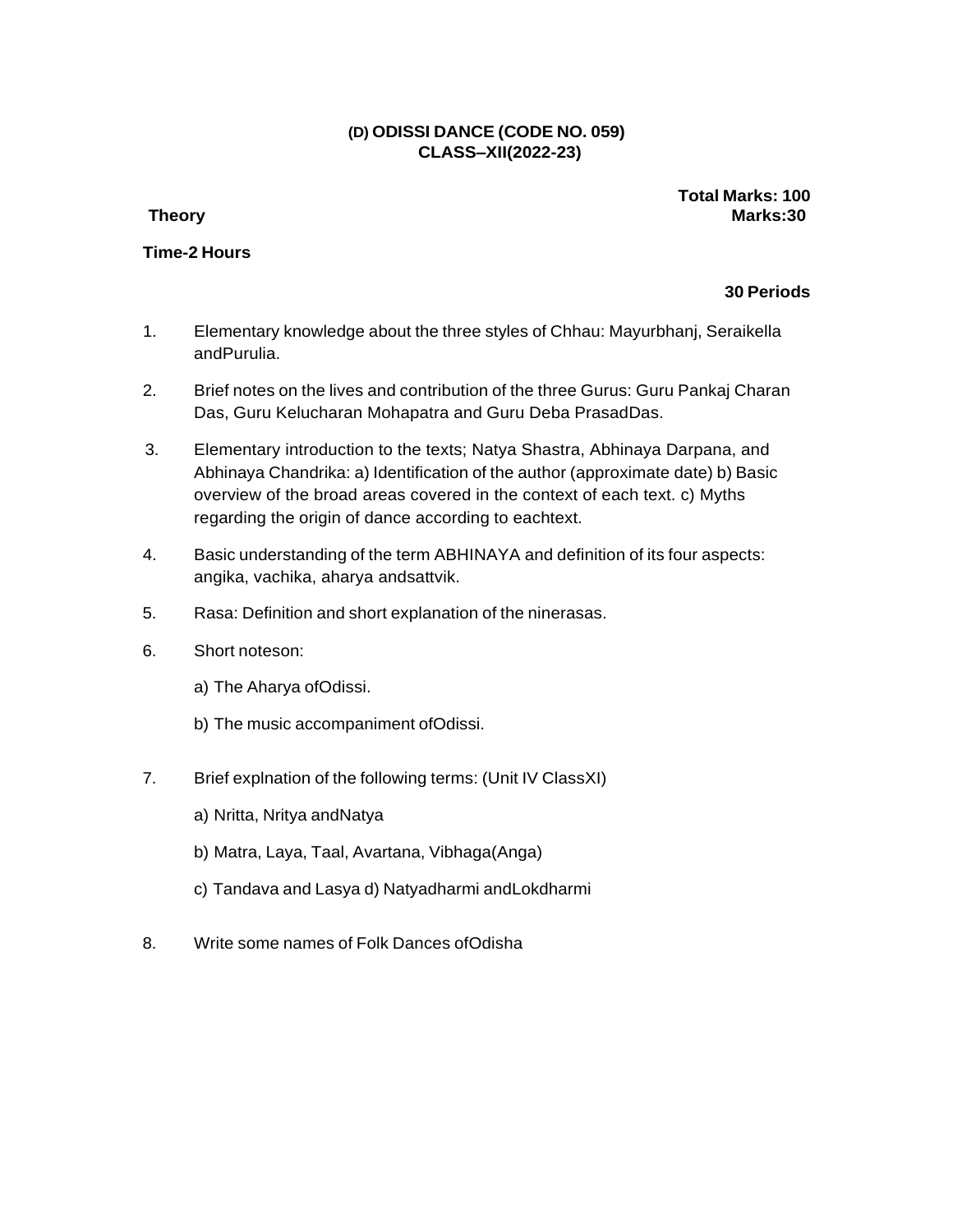# (D) ODISSI DANCE (CODE NO. 059)
## CLASS–XII(2022-23)

**Total Marks: 100**

**Theory** **Marks:30**

**Time-2 Hours**

**30 Periods**

1. Elementary knowledge about the three styles of Chhau: Mayurbhanj, Seraikella andPurulia.
2. Brief notes on the lives and contribution of the three Gurus: Guru Pankaj Charan Das, Guru Kelucharan Mohapatra and Guru Deba PrasadDas.
3. Elementary introduction to the texts; Natya Shastra, Abhinaya Darpana, and Abhinaya Chandrika: a) Identification of the author (approximate date) b) Basic overview of the broad areas covered in the context of each text. c) Myths regarding the origin of dance according to eachtext.
4. Basic understanding of the term ABHINAYA and definition of its four aspects: angika, vachika, aharya andsattvik.
5. Rasa: Definition and short explanation of the ninerasas.
6. Short noteson:

   a) The Aharya ofOdissi.

   b) The music accompaniment ofOdissi.

7. Brief explnation of the following terms: (Unit IV ClassXI)

   a) Nritta, Nritya andNatya

   b) Matra, Laya, Taal, Avartana, Vibhaga(Anga)

   c) Tandava and Lasya d) Natyadharmi andLokdharmi

8. Write some names of Folk Dances ofOdisha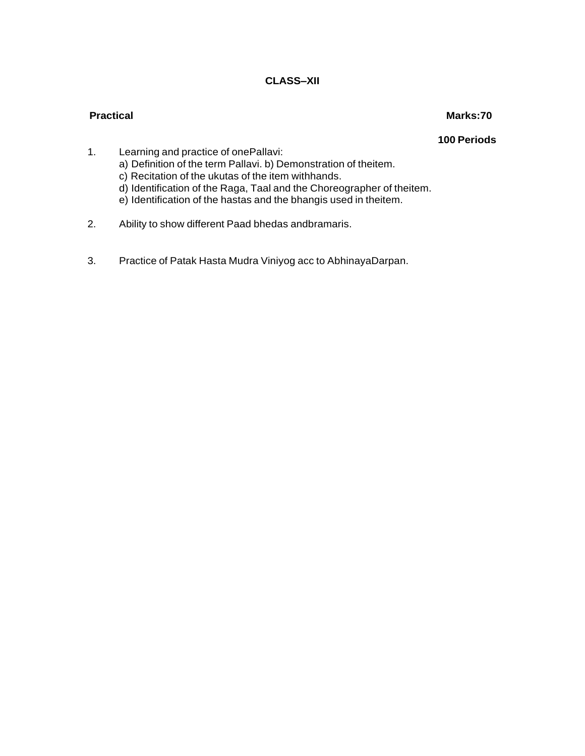## CLASS–XII

**Practical** **Marks:70**

**100 Periods**

1. Learning and practice of onePallavi:
   a) Definition of the term Pallavi. b) Demonstration of theitem.
   c) Recitation of the ukutas of the item withhands.
   d) Identification of the Raga, Taal and the Choreographer of theitem.
   e) Identification of the hastas and the bhangis used in theitem.

2. Ability to show different Paad bhedas andbramaris.

3. Practice of Patak Hasta Mudra Viniyog acc to AbhinayaDarpan.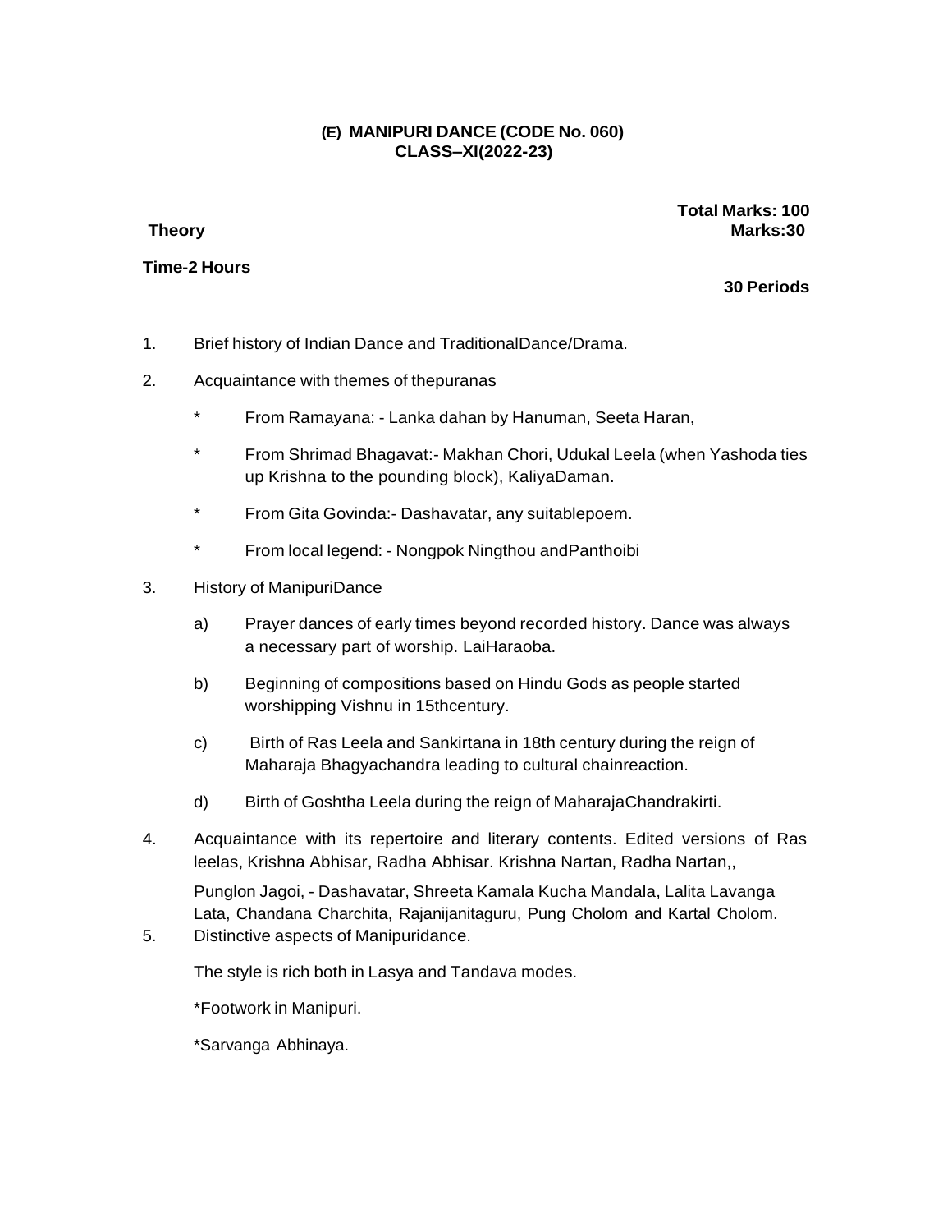### (E) MANIPURI DANCE (CODE No. 060)
### CLASS–XI(2022-23)

**Total Marks: 100**

**Theory** **Marks:30**

**Time-2 Hours**

**30 Periods**

1. Brief history of Indian Dance and TraditionalDance/Drama.
2. Acquaintance with themes of thepuranas
   * From Ramayana: - Lanka dahan by Hanuman, Seeta Haran,
   * From Shrimad Bhagavat:- Makhan Chori, Udukal Leela (when Yashoda ties up Krishna to the pounding block), KaliyaDaman.
   * From Gita Govinda:- Dashavatar, any suitablepoem.
   * From local legend: - Nongpok Ningthou andPanthoibi
3. History of ManipuriDance
   a) Prayer dances of early times beyond recorded history. Dance was always a necessary part of worship. LaiHaraoba.
   b) Beginning of compositions based on Hindu Gods as people started worshipping Vishnu in 15thcentury.
   c) Birth of Ras Leela and Sankirtana in 18th century during the reign of Maharaja Bhagyachandra leading to cultural chainreaction.
   d) Birth of Goshtha Leela during the reign of MaharajaChandrakirti.
4. Acquaintance with its repertoire and literary contents. Edited versions of Ras leelas, Krishna Abhisar, Radha Abhisar. Krishna Nartan, Radha Nartan,,

   Punglon Jagoi, - Dashavatar, Shreeta Kamala Kucha Mandala, Lalita Lavanga Lata, Chandana Charchita, Rajanijanitaguru, Pung Cholom and Kartal Cholom.
5. Distinctive aspects of Manipuridance.

   The style is rich both in Lasya and Tandava modes.

   *Footwork in Manipuri.

   *Sarvanga Abhinaya.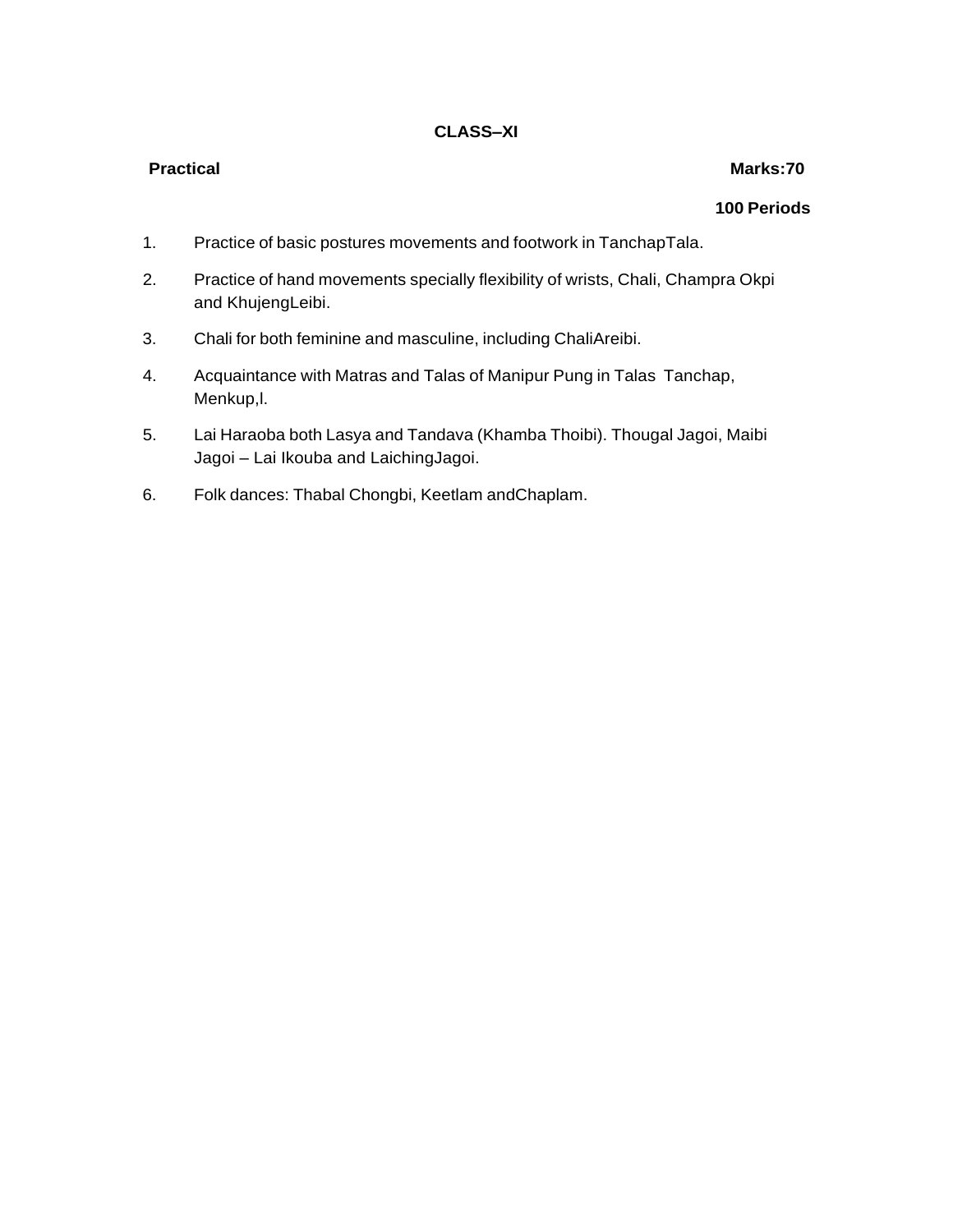## CLASS–XI

**Practical** **Marks:70**

**100 Periods**

1. Practice of basic postures movements and footwork in TanchapTala.
2. Practice of hand movements specially flexibility of wrists, Chali, Champra Okpi and KhujengLeibi.
3. Chali for both feminine and masculine, including ChaliAreibi.
4. Acquaintance with Matras and Talas of Manipur Pung in Talas Tanchap, Menkup,l.
5. Lai Haraoba both Lasya and Tandava (Khamba Thoibi). Thougal Jagoi, Maibi Jagoi – Lai Ikouba and LaichingJagoi.
6. Folk dances: Thabal Chongbi, Keetlam andChaplam.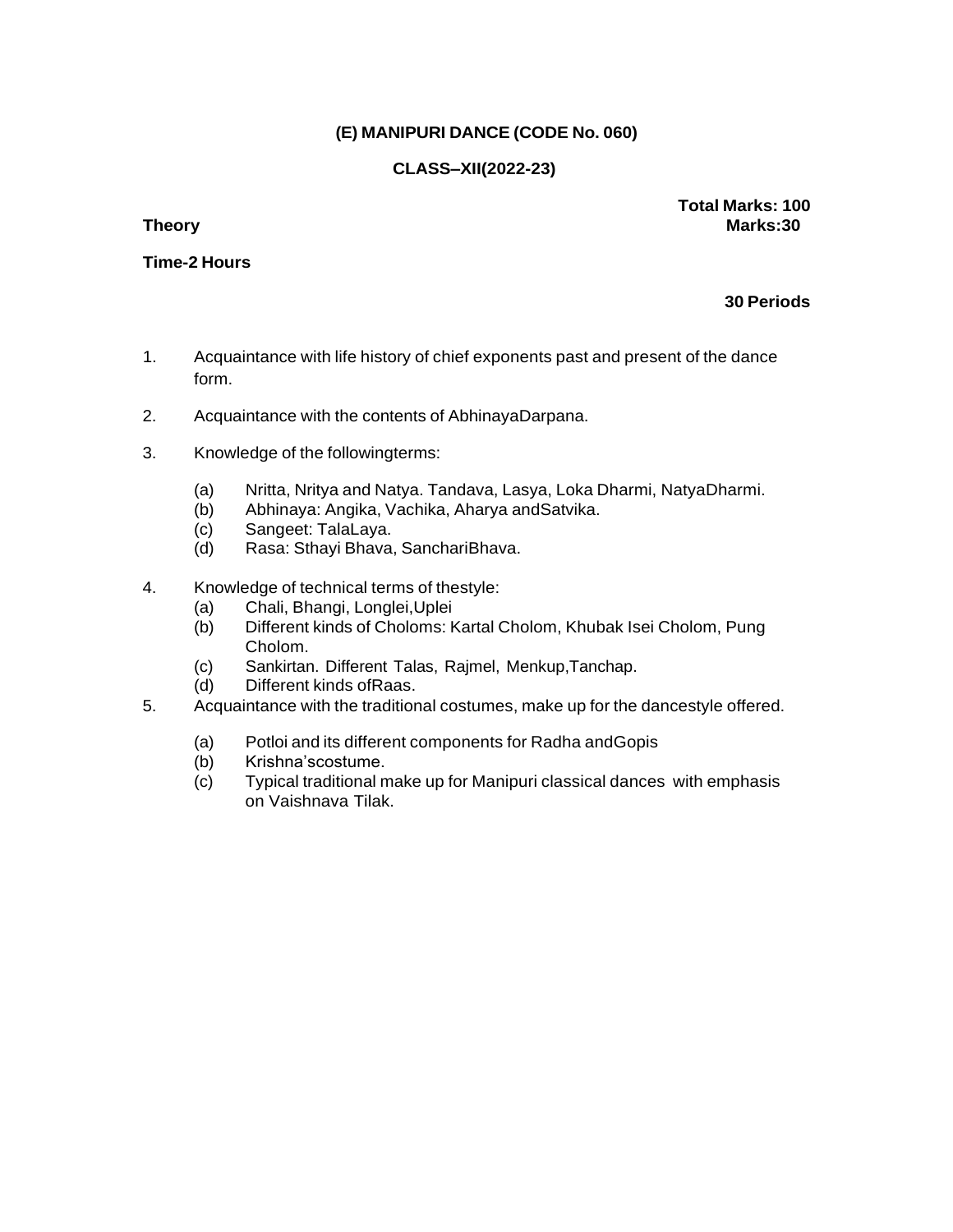**(E) MANIPURI DANCE (CODE No. 060)**

**CLASS–XII(2022-23)**

**Total Marks: 100**

**Theory** **Marks:30**

**Time-2 Hours**

**30 Periods**

1. Acquaintance with life history of chief exponents past and present of the dance form.
2. Acquaintance with the contents of AbhinayaDarpana.
3. Knowledge of the followingterms:
   - (a) Nritta, Nritya and Natya. Tandava, Lasya, Loka Dharmi, NatyaDharmi.
   - (b) Abhinaya: Angika, Vachika, Aharya andSatvika.
   - (c) Sangeet: TalaLaya.
   - (d) Rasa: Sthayi Bhava, SanchariBhava.
4. Knowledge of technical terms of thestyle:
   - (a) Chali, Bhangi, Longlei,Uplei
   - (b) Different kinds of Choloms: Kartal Cholom, Khubak Isei Cholom, Pung Cholom.
   - (c) Sankirtan. Different Talas, Rajmel, Menkup,Tanchap.
   - (d) Different kinds ofRaas.
5. Acquaintance with the traditional costumes, make up for the dancestyle offered.
   - (a) Potloi and its different components for Radha andGopis
   - (b) Krishna'scostume.
   - (c) Typical traditional make up for Manipuri classical dances with emphasis on Vaishnava Tilak.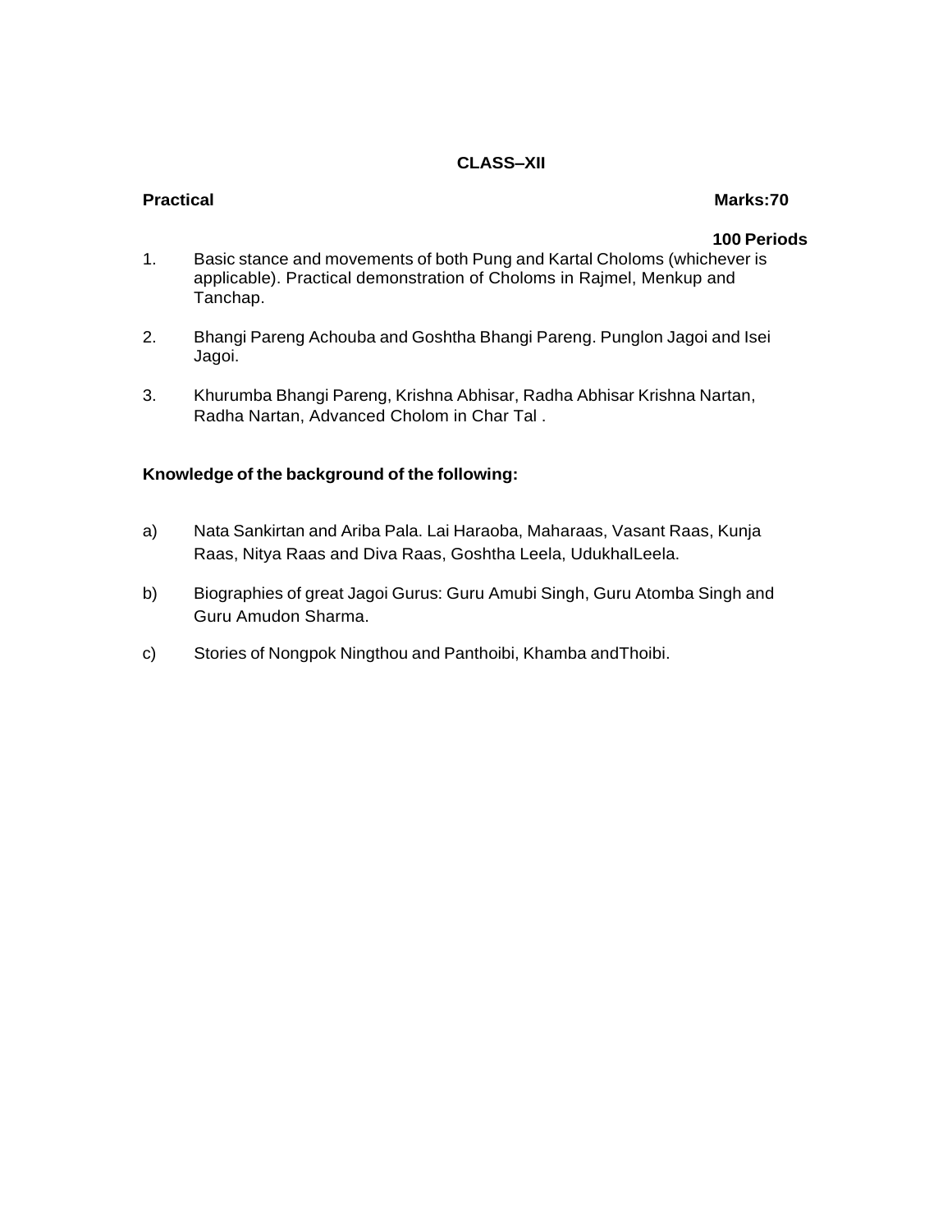## CLASS–XII

**Practical** **Marks:70**

**100 Periods**

1. Basic stance and movements of both Pung and Kartal Choloms (whichever is applicable). Practical demonstration of Choloms in Rajmel, Menkup and Tanchap.

2. Bhangi Pareng Achouba and Goshtha Bhangi Pareng. Punglon Jagoi and Isei Jagoi.

3. Khurumba Bhangi Pareng, Krishna Abhisar, Radha Abhisar Krishna Nartan, Radha Nartan, Advanced Cholom in Char Tal .

**Knowledge of the background of the following:**

a) Nata Sankirtan and Ariba Pala. Lai Haraoba, Maharaas, Vasant Raas, Kunja Raas, Nitya Raas and Diva Raas, Goshtha Leela, UdukhalLeela.

b) Biographies of great Jagoi Gurus: Guru Amubi Singh, Guru Atomba Singh and Guru Amudon Sharma.

c) Stories of Nongpok Ningthou and Panthoibi, Khamba andThoibi.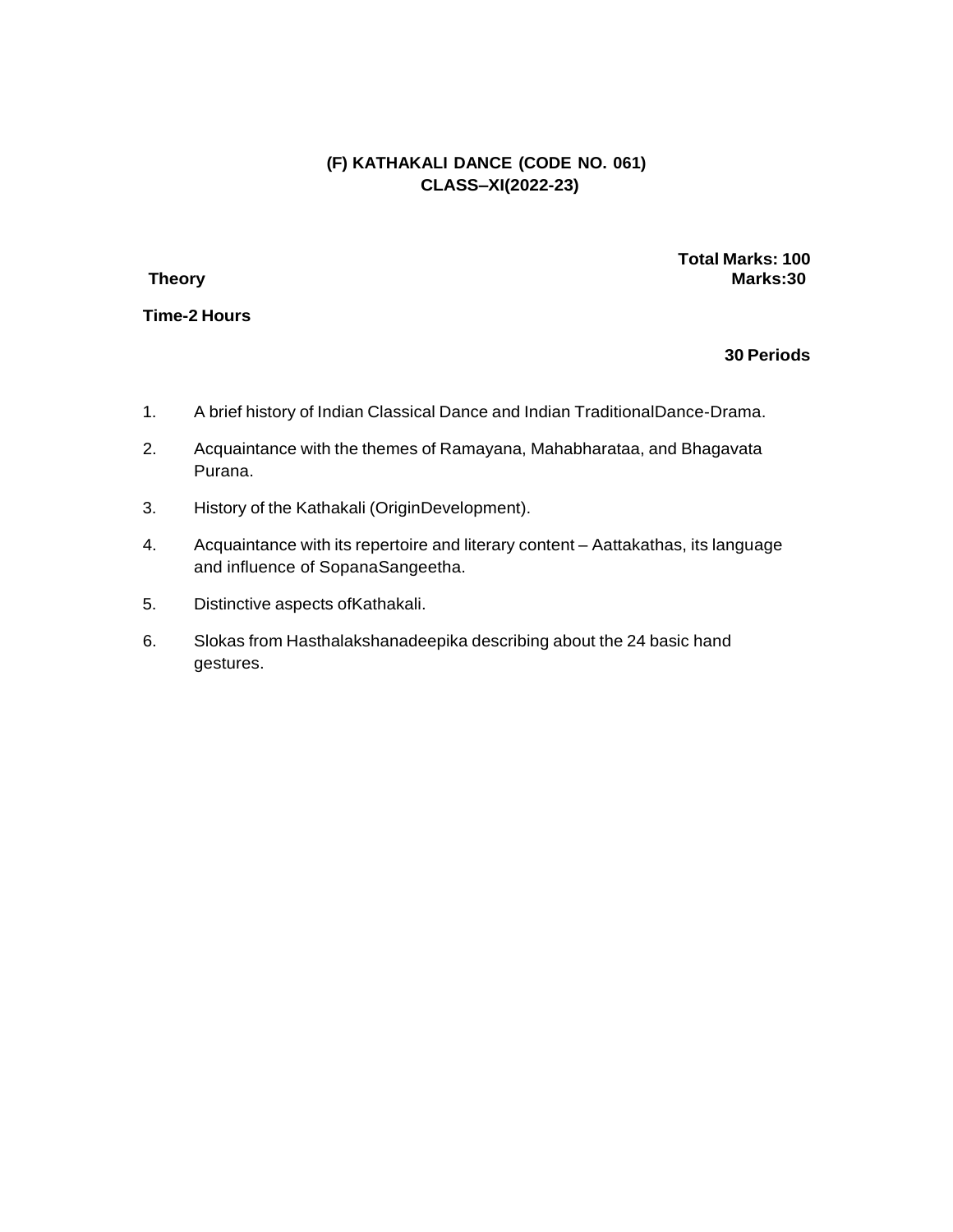## (F) KATHAKALI DANCE (CODE NO. 061)
## CLASS–XI(2022-23)

**Total Marks: 100**

**Theory** **Marks:30**

**Time-2 Hours**

**30 Periods**

1. A brief history of Indian Classical Dance and Indian TraditionalDance-Drama.
2. Acquaintance with the themes of Ramayana, Mahabharataa, and Bhagavata Purana.
3. History of the Kathakali (OriginDevelopment).
4. Acquaintance with its repertoire and literary content – Aattakathas, its language and influence of SopanaSangeetha.
5. Distinctive aspects ofKathakali.
6. Slokas from Hasthalakshanadeepika describing about the 24 basic hand gestures.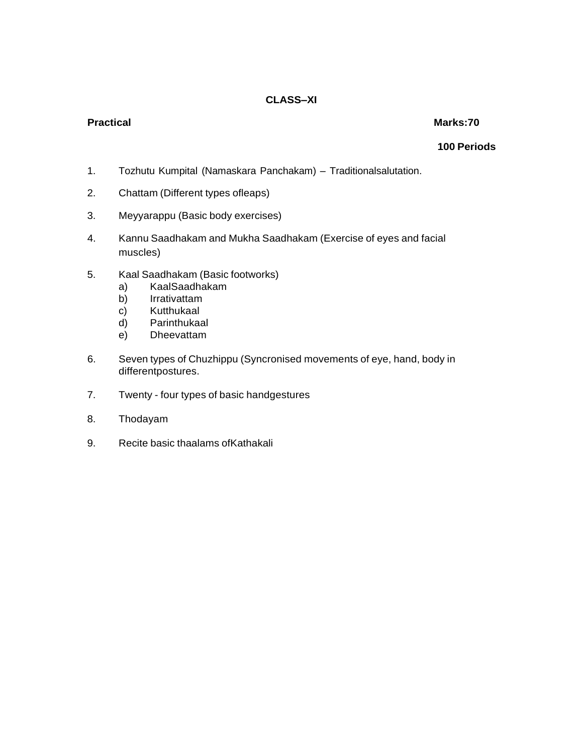**CLASS–XI**

**Practical** **Marks:70**

**100 Periods**

1. Tozhutu Kumpital (Namaskara Panchakam) – Traditionalsalutation.
2. Chattam (Different types ofleaps)
3. Meyyarappu (Basic body exercises)
4. Kannu Saadhakam and Mukha Saadhakam (Exercise of eyes and facial muscles)
5. Kaal Saadhakam (Basic footworks)
   a) KaalSaadhakam
   b) Irrativattam
   c) Kutthukaal
   d) Parinthukaal
   e) Dheevattam
6. Seven types of Chuzhippu (Syncronised movements of eye, hand, body in differentpostures.
7. Twenty - four types of basic handgestures
8. Thodayam
9. Recite basic thaalams ofKathakali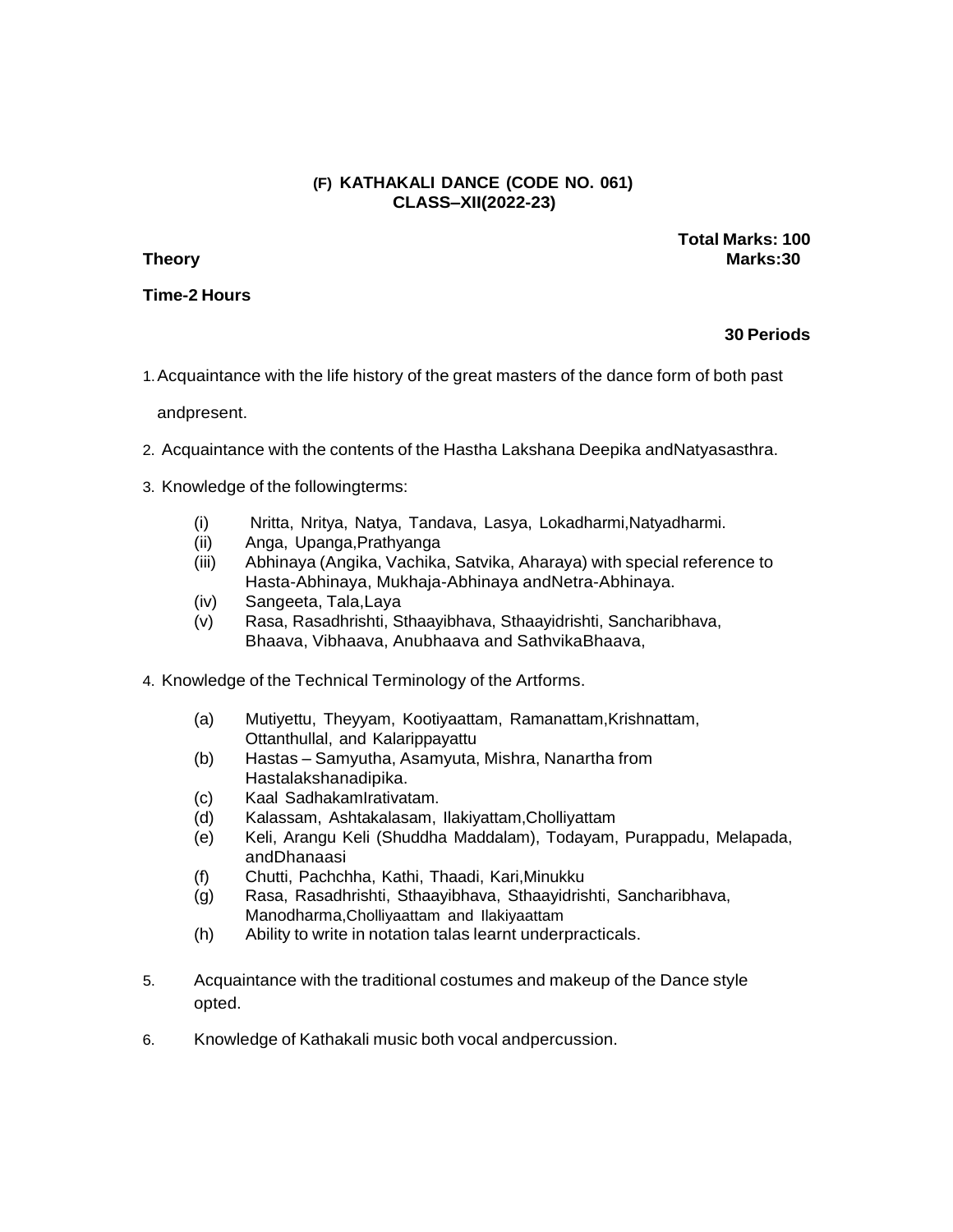**(F) KATHAKALI DANCE (CODE NO. 061)**
**CLASS–XII(2022-23)**

**Total Marks: 100**

**Theory** **Marks:30**

**Time-2 Hours**

**30 Periods**

1. Acquaintance with the life history of the great masters of the dance form of both past andpresent.
2. Acquaintance with the contents of the Hastha Lakshana Deepika andNatyasasthra.
3. Knowledge of the followingterms:
   - (i) Nritta, Nritya, Natya, Tandava, Lasya, Lokadharmi,Natyadharmi.
   - (ii) Anga, Upanga,Prathyanga
   - (iii) Abhinaya (Angika, Vachika, Satvika, Aharaya) with special reference to Hasta-Abhinaya, Mukhaja-Abhinaya andNetra-Abhinaya.
   - (iv) Sangeeta, Tala,Laya
   - (v) Rasa, Rasadhrishti, Sthaayibhava, Sthaayidrishti, Sancharibhava, Bhaava, Vibhaava, Anubhaava and SathvikaBhaava,
4. Knowledge of the Technical Terminology of the Artforms.
   - (a) Mutiyettu, Theyyam, Kootiyaattam, Ramanattam,Krishnattam, Ottanthullal, and Kalarippayattu
   - (b) Hastas – Samyutha, Asamyuta, Mishra, Nanartha from Hastalakshanadipika.
   - (c) Kaal SadhakamIrativatam.
   - (d) Kalassam, Ashtakalasam, Ilakiyattam,Cholliyattam
   - (e) Keli, Arangu Keli (Shuddha Maddalam), Todayam, Purappadu, Melapada, andDhanaasi
   - (f) Chutti, Pachchha, Kathi, Thaadi, Kari,Minukku
   - (g) Rasa, Rasadhrishti, Sthaayibhava, Sthaayidrishti, Sancharibhava, Manodharma,Cholliyaattam and Ilakiyaattam
   - (h) Ability to write in notation talas learnt underpracticals.
5. Acquaintance with the traditional costumes and makeup of the Dance style opted.
6. Knowledge of Kathakali music both vocal andpercussion.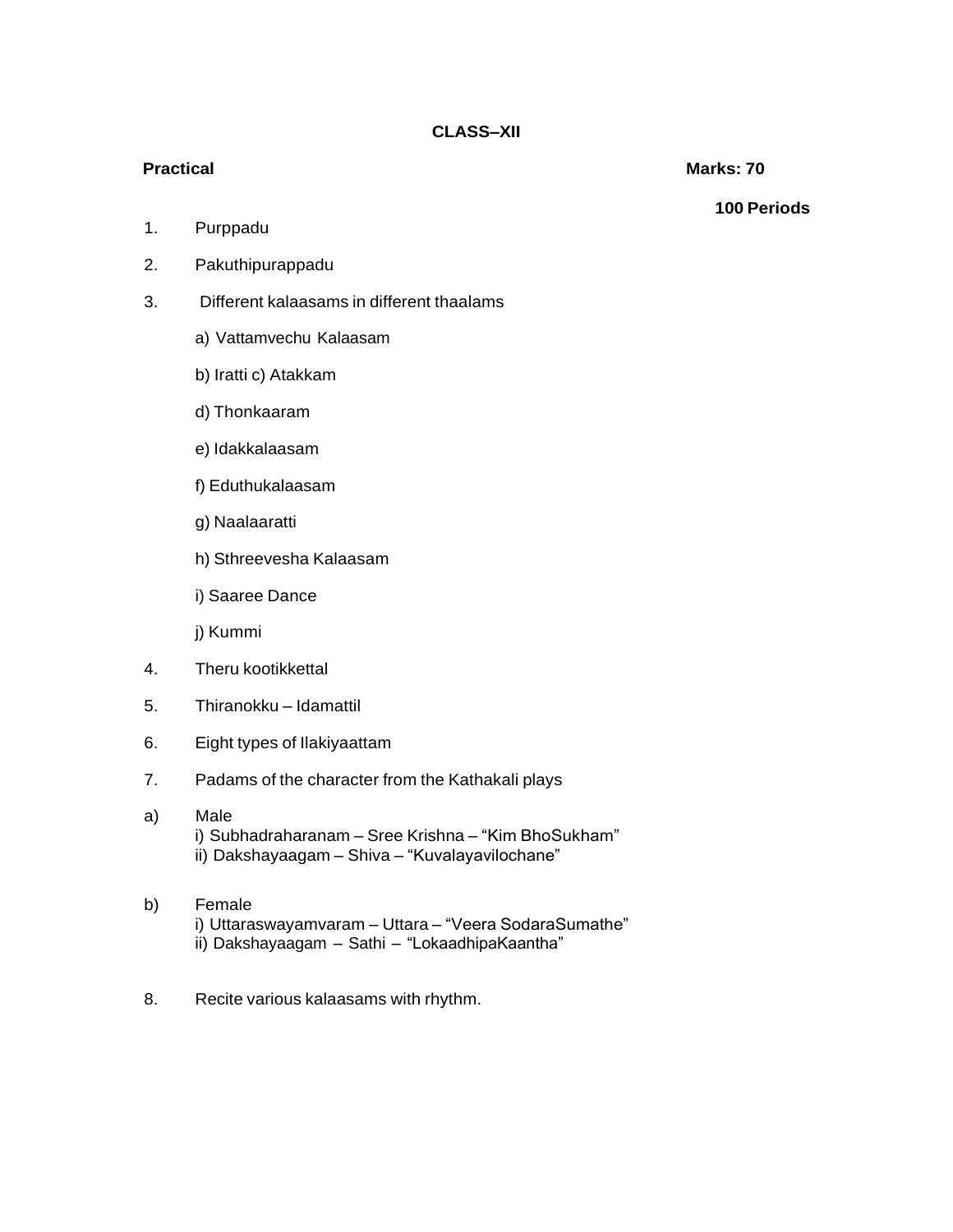**CLASS–XII**

**Practical** **Marks: 70**

**100 Periods**

1. Purppadu
2. Pakuthipurappadu
3. Different kalaasams in different thaalams

   a) Vattamvechu Kalaasam

   b) Iratti c) Atakkam

   d) Thonkaaram

   e) Idakkalaasam

   f) Eduthukalaasam

   g) Naalaaratti

   h) Sthreevesha Kalaasam

   i) Saaree Dance

   j) Kummi

4. Theru kootikkettal
5. Thiranokku – Idamattil
6. Eight types of Ilakiyaattam
7. Padams of the character from the Kathakali plays

a) Male
   i) Subhadraharanam – Sree Krishna – “Kim BhoSukham”
   ii) Dakshayaagam – Shiva – “Kuvalayavilochane”

b) Female
   i) Uttaraswayamvaram – Uttara – “Veera SodaraSumathe”
   ii) Dakshayaagam – Sathi – “LokaadhipaKaantha”

8. Recite various kalaasams with rhythm.